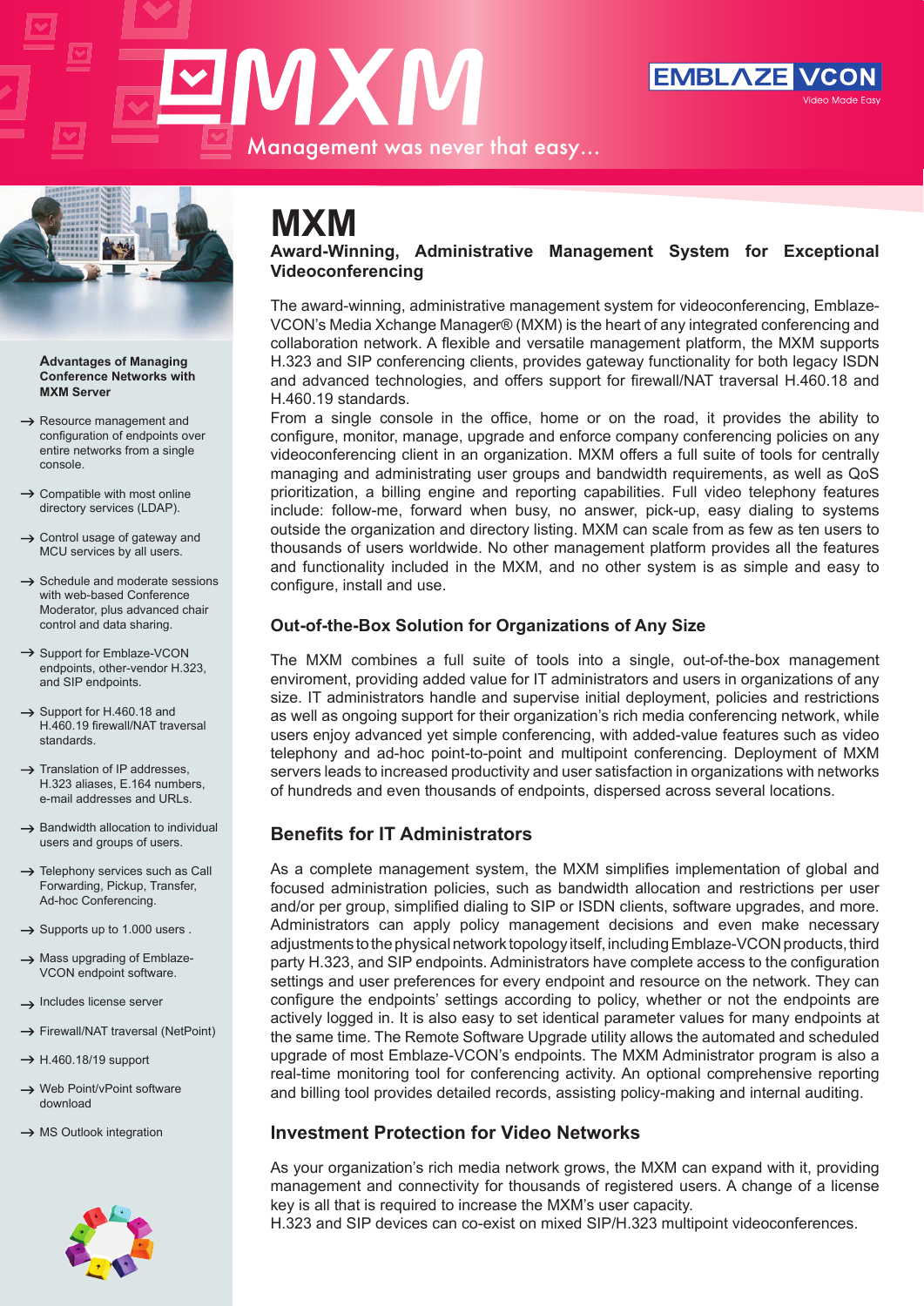# MXM

Management was never that easy...

EMBLAZE VCON Video Made Easy

**Advantages of Managing Conference Networks with MXM Server**

- → Resource management and configuration of endpoints over entire networks from a single console.
- → Compatible with most online directory services (LDAP).
- → Control usage of gateway and MCU services by all users.
- → Schedule and moderate sessions with web-based Conference Moderator, plus advanced chair control and data sharing.
- → Support for Emblaze-VCON endpoints, other-vendor H.323, and SIP endpoints.
- → Support for H.460.18 and H.460.19 firewall/NAT traversal standards.
- → Translation of IP addresses, H.323 aliases, E.164 numbers, e-mail addresses and URLs.
- → Bandwidth allocation to individual users and groups of users.
- → Telephony services such as Call Forwarding, Pickup, Transfer, Ad-hoc Conferencing.
- → Supports up to 1.000 users .
- → Mass upgrading of Emblaze-VCON endpoint software.
- → Includes license server
- → Firewall/NAT traversal (NetPoint)
- → H.460.18/19 support
- → Web Point/vPoint software download
- → MS Outlook integration

# MXM

**Award-Winning, Administrative Management System for Exceptional Videoconferencing**

The award-winning, administrative management system for videoconferencing, Emblaze-VCON's Media Xchange Manager® (MXM) is the heart of any integrated conferencing and collaboration network. A flexible and versatile management platform, the MXM supports H.323 and SIP conferencing clients, provides gateway functionality for both legacy ISDN and advanced technologies, and offers support for firewall/NAT traversal H.460.18 and H.460.19 standards.
From a single console in the office, home or on the road, it provides the ability to configure, monitor, manage, upgrade and enforce company conferencing policies on any videoconferencing client in an organization. MXM offers a full suite of tools for centrally managing and administrating user groups and bandwidth requirements, as well as QoS prioritization, a billing engine and reporting capabilities. Full video telephony features include: follow-me, forward when busy, no answer, pick-up, easy dialing to systems outside the organization and directory listing. MXM can scale from as few as ten users to thousands of users worldwide. No other management platform provides all the features and functionality included in the MXM, and no other system is as simple and easy to configure, install and use.

## Out-of-the-Box Solution for Organizations of Any Size

The MXM combines a full suite of tools into a single, out-of-the-box management enviroment, providing added value for IT administrators and users in organizations of any size. IT administrators handle and supervise initial deployment, policies and restrictions as well as ongoing support for their organization's rich media conferencing network, while users enjoy advanced yet simple conferencing, with added-value features such as video telephony and ad-hoc point-to-point and multipoint conferencing. Deployment of MXM servers leads to increased productivity and user satisfaction in organizations with networks of hundreds and even thousands of endpoints, dispersed across several locations.

## Benefits for IT Administrators

As a complete management system, the MXM simplifies implementation of global and focused administration policies, such as bandwidth allocation and restrictions per user and/or per group, simplified dialing to SIP or ISDN clients, software upgrades, and more. Administrators can apply policy management decisions and even make necessary adjustments to the physical network topology itself, including Emblaze-VCON products, third party H.323, and SIP endpoints. Administrators have complete access to the configuration settings and user preferences for every endpoint and resource on the network. They can configure the endpoints' settings according to policy, whether or not the endpoints are actively logged in. It is also easy to set identical parameter values for many endpoints at the same time. The Remote Software Upgrade utility allows the automated and scheduled upgrade of most Emblaze-VCON's endpoints. The MXM Administrator program is also a real-time monitoring tool for conferencing activity. An optional comprehensive reporting and billing tool provides detailed records, assisting policy-making and internal auditing.

## Investment Protection for Video Networks

As your organization's rich media network grows, the MXM can expand with it, providing management and connectivity for thousands of registered users. A change of a license key is all that is required to increase the MXM's user capacity.
H.323 and SIP devices can co-exist on mixed SIP/H.323 multipoint videoconferences.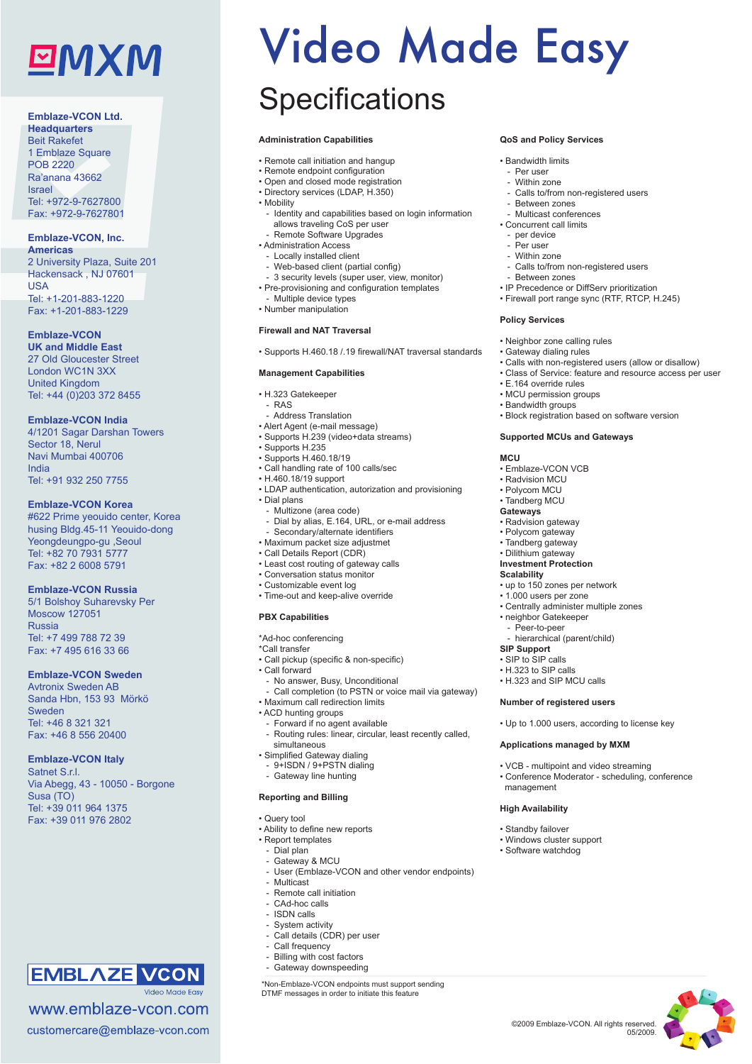# Video Made Easy

## Specifications

### Administration Capabilities

- Remote call initiation and hangup
- Remote endpoint configuration
- Open and closed mode registration
- Directory services (LDAP, H.350)
- Mobility
  - Identity and capabilities based on login information allows traveling CoS per user
  - Remote Software Upgrades
- Administration Access
  - Locally installed client
  - Web-based client (partial config)
  - 3 security levels (super user, view, monitor)
- Pre-provisioning and configuration templates
  - Multiple device types
- Number manipulation

### Firewall and NAT Traversal

- Supports H.460.18 /.19 firewall/NAT traversal standards

### Management Capabilities

- H.323 Gatekeeper
  - RAS
  - Address Translation
- Alert Agent (e-mail message)
- Supports H.239 (video+data streams)
- Supports H.235
- Supports H.460.18/19
- Call handling rate of 100 calls/sec
- H.460.18/19 support
- LDAP authentication, autorization and provisioning
- Dial plans
  - Multizone (area code)
  - Dial by alias, E.164, URL, or e-mail address
  - Secondary/alternate identifiers
- Maximum packet size adjustmet
- Call Details Report (CDR)
- Least cost routing of gateway calls
- Conversation status monitor
- Customizable event log
- Time-out and keep-alive override

### PBX Capabilities

*Ad-hoc conferencing
*Call transfer
- Call pickup (specific & non-specific)
- Call forward
  - No answer, Busy, Unconditional
  - Call completion (to PSTN or voice mail via gateway)
- Maximum call redirection limits
- ACD hunting groups
  - Forward if no agent available
  - Routing rules: linear, circular, least recently called, simultaneous
- Simplified Gateway dialing
  - 9+ISDN / 9+PSTN dialing
  - Gateway line hunting

### Reporting and Billing

- Query tool
- Ability to define new reports
- Report templates
  - Dial plan
  - Gateway & MCU
  - User (Emblaze-VCON and other vendor endpoints)
  - Multicast
  - Remote call initiation
  - CAd-hoc calls
  - ISDN calls
  - System activity
  - Call details (CDR) per user
  - Call frequency
  - Billing with cost factors
  - Gateway downspeeding

*Non-Emblaze-VCON endpoints must support sending DTMF messages in order to initiate this feature

### QoS and Policy Services

- Bandwidth limits
  - Per user
  - Within zone
  - Calls to/from non-registered users
  - Between zones
  - Multicast conferences
- Concurrent call limits
  - per device
  - Per user
  - Within zone
  - Calls to/from non-registered users
  - Between zones
- IP Precedence or DiffServ prioritization
- Firewall port range sync (RTF, RTCP, H.245)

### Policy Services

- Neighbor zone calling rules
- Gateway dialing rules
- Calls with non-registered users (allow or disallow)
- Class of Service: feature and resource access per user
- E.164 override rules
- MCU permission groups
- Bandwidth groups
- Block registration based on software version

### Supported MCUs and Gateways

**MCU**
- Emblaze-VCON VCB
- Radvision MCU
- Polycom MCU
- Tandberg MCU

**Gateways**
- Radvision gateway
- Polycom gateway
- Tandberg gateway
- Dilithium gateway

**Investment Protection**

**Scalability**
- up to 150 zones per network
- 1.000 users per zone
- Centrally administer multiple zones
- neighbor Gatekeeper
  - Peer-to-peer
  - hierarchical (parent/child)

**SIP Support**
- SIP to SIP calls
- H.323 to SIP calls
- H.323 and SIP MCU calls

### Number of registered users

- Up to 1.000 users, according to license key

### Applications managed by MXM

- VCB - multipoint and video streaming
- Conference Moderator - scheduling, conference management

### High Availability

- Standby failover
- Windows cluster support
- Software watchdog

MXM

**Emblaze-VCON Ltd.**
**Headquarters**
Beit Rakefet
1 Emblaze Square
POB 2220
Ra'anana 43662
Israel
Tel: +972-9-7627800
Fax: +972-9-7627801

**Emblaze-VCON, Inc.**
**Americas**
2 University Plaza, Suite 201
Hackensack , NJ 07601
USA
Tel: +1-201-883-1220
Fax: +1-201-883-1229

**Emblaze-VCON**
**UK and Middle East**
27 Old Gloucester Street
London WC1N 3XX
United Kingdom
Tel: +44 (0)203 372 8455

**Emblaze-VCON India**
4/1201 Sagar Darshan Towers
Sector 18, Nerul
Navi Mumbai 400706
India
Tel: +91 932 250 7755

**Emblaze-VCON Korea**
#622 Prime yeouido center, Korea
husing Bldg.45-11 Yeouido-dong
Yeongdeungpo-gu ,Seoul
Tel: +82 70 7931 5777
Fax: +82 2 6008 5791

**Emblaze-VCON Russia**
5/1 Bolshoy Suharevsky Per
Moscow 127051
Russia
Tel: +7 499 788 72 39
Fax: +7 495 616 33 66

**Emblaze-VCON Sweden**
Avtronix Sweden AB
Sanda Hbn, 153 93 Mörkö
Sweden
Tel: +46 8 321 321
Fax: +46 8 556 20400

**Emblaze-VCON Italy**
Satnet S.r.l.
Via Abegg, 43 - 10050 - Borgone
Susa (TO)
Tel: +39 011 964 1375
Fax: +39 011 976 2802

EMBLAZE VCON
Video Made Easy

www.emblaze-vcon.com
customercare@emblaze-vcon.com

©2009 Emblaze-VCON. All rights reserved.
05/2009.